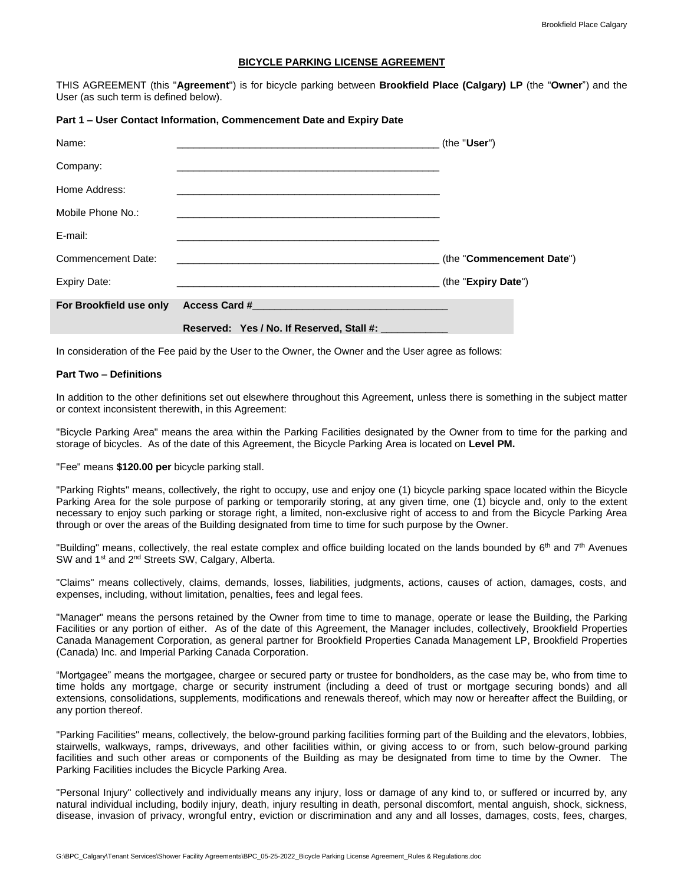## BICYCLE PARKING LICENSE AGREEMENT

THIS AGREEMENT (this "**Agreement**") is for bicycle parking between **Brookfield Place (Calgary) LP** (the "**Owner**") and the User (as such term is defined below).

### Part 1 – User Contact Information, Commencement Date and Expiry Date

| | | |
|---|---|---|
| Name: | _______________________________________________ | (the "**User**") |
| Company: | _______________________________________________ | |
| Home Address: | _______________________________________________ | |
| Mobile Phone No.: | _______________________________________________ | |
| E-mail: | _______________________________________________ | |
| Commencement Date: | _______________________________________________ | (the "**Commencement Date**") |
| Expiry Date: | _______________________________________________ | (the "**Expiry Date**") |
| **For Brookfield use only** | **Access Card #**_________________________________ | |
| | **Reserved: Yes / No. If Reserved, Stall #:** ___________ | |

In consideration of the Fee paid by the User to the Owner, the Owner and the User agree as follows:

### Part Two – Definitions

In addition to the other definitions set out elsewhere throughout this Agreement, unless there is something in the subject matter or context inconsistent therewith, in this Agreement:

"Bicycle Parking Area" means the area within the Parking Facilities designated by the Owner from to time for the parking and storage of bicycles. As of the date of this Agreement, the Bicycle Parking Area is located on **Level PM.**

"Fee" means **$120.00 per** bicycle parking stall.

"Parking Rights" means, collectively, the right to occupy, use and enjoy one (1) bicycle parking space located within the Bicycle Parking Area for the sole purpose of parking or temporarily storing, at any given time, one (1) bicycle and, only to the extent necessary to enjoy such parking or storage right, a limited, non-exclusive right of access to and from the Bicycle Parking Area through or over the areas of the Building designated from time to time for such purpose by the Owner.

"Building" means, collectively, the real estate complex and office building located on the lands bounded by 6th and 7th Avenues SW and 1st and 2nd Streets SW, Calgary, Alberta.

"Claims" means collectively, claims, demands, losses, liabilities, judgments, actions, causes of action, damages, costs, and expenses, including, without limitation, penalties, fees and legal fees.

"Manager" means the persons retained by the Owner from time to time to manage, operate or lease the Building, the Parking Facilities or any portion of either. As of the date of this Agreement, the Manager includes, collectively, Brookfield Properties Canada Management Corporation, as general partner for Brookfield Properties Canada Management LP, Brookfield Properties (Canada) Inc. and Imperial Parking Canada Corporation.

"Mortgagee" means the mortgagee, chargee or secured party or trustee for bondholders, as the case may be, who from time to time holds any mortgage, charge or security instrument (including a deed of trust or mortgage securing bonds) and all extensions, consolidations, supplements, modifications and renewals thereof, which may now or hereafter affect the Building, or any portion thereof.

"Parking Facilities" means, collectively, the below-ground parking facilities forming part of the Building and the elevators, lobbies, stairwells, walkways, ramps, driveways, and other facilities within, or giving access to or from, such below-ground parking facilities and such other areas or components of the Building as may be designated from time to time by the Owner. The Parking Facilities includes the Bicycle Parking Area.

"Personal Injury" collectively and individually means any injury, loss or damage of any kind to, or suffered or incurred by, any natural individual including, bodily injury, death, injury resulting in death, personal discomfort, mental anguish, shock, sickness, disease, invasion of privacy, wrongful entry, eviction or discrimination and any and all losses, damages, costs, fees, charges,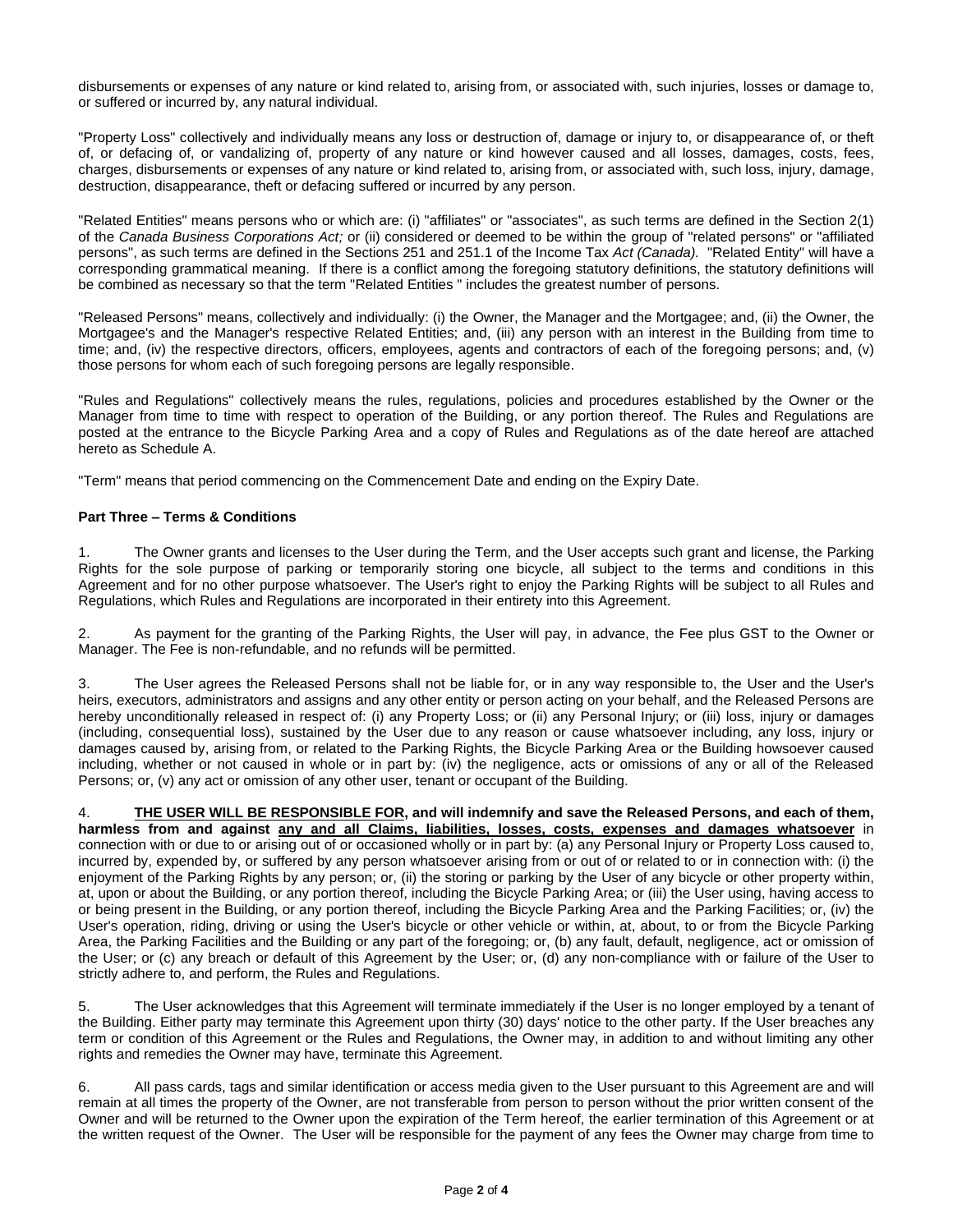disbursements or expenses of any nature or kind related to, arising from, or associated with, such injuries, losses or damage to, or suffered or incurred by, any natural individual.

"Property Loss" collectively and individually means any loss or destruction of, damage or injury to, or disappearance of, or theft of, or defacing of, or vandalizing of, property of any nature or kind however caused and all losses, damages, costs, fees, charges, disbursements or expenses of any nature or kind related to, arising from, or associated with, such loss, injury, damage, destruction, disappearance, theft or defacing suffered or incurred by any person.

"Related Entities" means persons who or which are: (i) "affiliates" or "associates", as such terms are defined in the Section 2(1) of the *Canada Business Corporations Act;* or (ii) considered or deemed to be within the group of "related persons" or "affiliated persons", as such terms are defined in the Sections 251 and 251.1 of the Income Tax *Act (Canada).* "Related Entity" will have a corresponding grammatical meaning. If there is a conflict among the foregoing statutory definitions, the statutory definitions will be combined as necessary so that the term "Related Entities " includes the greatest number of persons.

"Released Persons" means, collectively and individually: (i) the Owner, the Manager and the Mortgagee; and, (ii) the Owner, the Mortgagee's and the Manager's respective Related Entities; and, (iii) any person with an interest in the Building from time to time; and, (iv) the respective directors, officers, employees, agents and contractors of each of the foregoing persons; and, (v) those persons for whom each of such foregoing persons are legally responsible.

"Rules and Regulations" collectively means the rules, regulations, policies and procedures established by the Owner or the Manager from time to time with respect to operation of the Building, or any portion thereof. The Rules and Regulations are posted at the entrance to the Bicycle Parking Area and a copy of Rules and Regulations as of the date hereof are attached hereto as Schedule A.

"Term" means that period commencing on the Commencement Date and ending on the Expiry Date.

**Part Three – Terms & Conditions**

1. The Owner grants and licenses to the User during the Term, and the User accepts such grant and license, the Parking Rights for the sole purpose of parking or temporarily storing one bicycle, all subject to the terms and conditions in this Agreement and for no other purpose whatsoever. The User's right to enjoy the Parking Rights will be subject to all Rules and Regulations, which Rules and Regulations are incorporated in their entirety into this Agreement.

2. As payment for the granting of the Parking Rights, the User will pay, in advance, the Fee plus GST to the Owner or Manager. The Fee is non-refundable, and no refunds will be permitted.

3. The User agrees the Released Persons shall not be liable for, or in any way responsible to, the User and the User's heirs, executors, administrators and assigns and any other entity or person acting on your behalf, and the Released Persons are hereby unconditionally released in respect of: (i) any Property Loss; or (ii) any Personal Injury; or (iii) loss, injury or damages (including, consequential loss), sustained by the User due to any reason or cause whatsoever including, any loss, injury or damages caused by, arising from, or related to the Parking Rights, the Bicycle Parking Area or the Building howsoever caused including, whether or not caused in whole or in part by: (iv) the negligence, acts or omissions of any or all of the Released Persons; or, (v) any act or omission of any other user, tenant or occupant of the Building.

4. **<u>THE USER WILL BE RESPONSIBLE FOR</u>, and will indemnify and save the Released Persons, and each of them, harmless from and against <u>any and all Claims, liabilities, losses, costs, expenses and damages whatsoever</u>** in connection with or due to or arising out of or occasioned wholly or in part by: (a) any Personal Injury or Property Loss caused to, incurred by, expended by, or suffered by any person whatsoever arising from or out of or related to or in connection with: (i) the enjoyment of the Parking Rights by any person; or, (ii) the storing or parking by the User of any bicycle or other property within, at, upon or about the Building, or any portion thereof, including the Bicycle Parking Area; or (iii) the User using, having access to or being present in the Building, or any portion thereof, including the Bicycle Parking Area and the Parking Facilities; or, (iv) the User's operation, riding, driving or using the User's bicycle or other vehicle or within, at, about, to or from the Bicycle Parking Area, the Parking Facilities and the Building or any part of the foregoing; or, (b) any fault, default, negligence, act or omission of the User; or (c) any breach or default of this Agreement by the User; or, (d) any non-compliance with or failure of the User to strictly adhere to, and perform, the Rules and Regulations.

5. The User acknowledges that this Agreement will terminate immediately if the User is no longer employed by a tenant of the Building. Either party may terminate this Agreement upon thirty (30) days' notice to the other party. If the User breaches any term or condition of this Agreement or the Rules and Regulations, the Owner may, in addition to and without limiting any other rights and remedies the Owner may have, terminate this Agreement.

6. All pass cards, tags and similar identification or access media given to the User pursuant to this Agreement are and will remain at all times the property of the Owner, are not transferable from person to person without the prior written consent of the Owner and will be returned to the Owner upon the expiration of the Term hereof, the earlier termination of this Agreement or at the written request of the Owner. The User will be responsible for the payment of any fees the Owner may charge from time to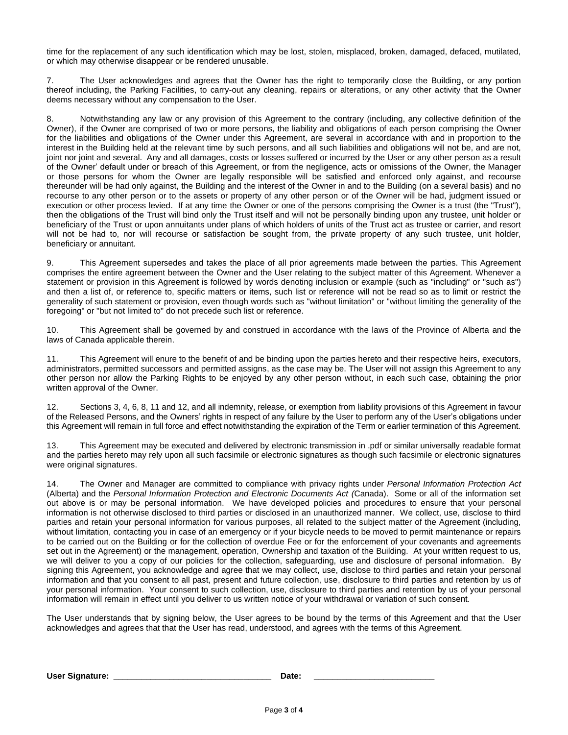time for the replacement of any such identification which may be lost, stolen, misplaced, broken, damaged, defaced, mutilated, or which may otherwise disappear or be rendered unusable.

7. The User acknowledges and agrees that the Owner has the right to temporarily close the Building, or any portion thereof including, the Parking Facilities, to carry-out any cleaning, repairs or alterations, or any other activity that the Owner deems necessary without any compensation to the User.

8. Notwithstanding any law or any provision of this Agreement to the contrary (including, any collective definition of the Owner), if the Owner are comprised of two or more persons, the liability and obligations of each person comprising the Owner for the liabilities and obligations of the Owner under this Agreement, are several in accordance with and in proportion to the interest in the Building held at the relevant time by such persons, and all such liabilities and obligations will not be, and are not, joint nor joint and several. Any and all damages, costs or losses suffered or incurred by the User or any other person as a result of the Owner' default under or breach of this Agreement, or from the negligence, acts or omissions of the Owner, the Manager or those persons for whom the Owner are legally responsible will be satisfied and enforced only against, and recourse thereunder will be had only against, the Building and the interest of the Owner in and to the Building (on a several basis) and no recourse to any other person or to the assets or property of any other person or of the Owner will be had, judgment issued or execution or other process levied. If at any time the Owner or one of the persons comprising the Owner is a trust (the "Trust"), then the obligations of the Trust will bind only the Trust itself and will not be personally binding upon any trustee, unit holder or beneficiary of the Trust or upon annuitants under plans of which holders of units of the Trust act as trustee or carrier, and resort will not be had to, nor will recourse or satisfaction be sought from, the private property of any such trustee, unit holder, beneficiary or annuitant.

9. This Agreement supersedes and takes the place of all prior agreements made between the parties. This Agreement comprises the entire agreement between the Owner and the User relating to the subject matter of this Agreement. Whenever a statement or provision in this Agreement is followed by words denoting inclusion or example (such as "including" or "such as") and then a list of, or reference to, specific matters or items, such list or reference will not be read so as to limit or restrict the generality of such statement or provision, even though words such as "without limitation" or "without limiting the generality of the foregoing" or "but not limited to" do not precede such list or reference.

10. This Agreement shall be governed by and construed in accordance with the laws of the Province of Alberta and the laws of Canada applicable therein.

11. This Agreement will enure to the benefit of and be binding upon the parties hereto and their respective heirs, executors, administrators, permitted successors and permitted assigns, as the case may be. The User will not assign this Agreement to any other person nor allow the Parking Rights to be enjoyed by any other person without, in each such case, obtaining the prior written approval of the Owner.

12. Sections 3, 4, 6, 8, 11 and 12, and all indemnity, release, or exemption from liability provisions of this Agreement in favour of the Released Persons, and the Owners' rights in respect of any failure by the User to perform any of the User's obligations under this Agreement will remain in full force and effect notwithstanding the expiration of the Term or earlier termination of this Agreement.

13. This Agreement may be executed and delivered by electronic transmission in .pdf or similar universally readable format and the parties hereto may rely upon all such facsimile or electronic signatures as though such facsimile or electronic signatures were original signatures.

14. The Owner and Manager are committed to compliance with privacy rights under *Personal Information Protection Act* (Alberta) and the *Personal Information Protection and Electronic Documents Act (*Canada). Some or all of the information set out above is or may be personal information. We have developed policies and procedures to ensure that your personal information is not otherwise disclosed to third parties or disclosed in an unauthorized manner. We collect, use, disclose to third parties and retain your personal information for various purposes, all related to the subject matter of the Agreement (including, without limitation, contacting you in case of an emergency or if your bicycle needs to be moved to permit maintenance or repairs to be carried out on the Building or for the collection of overdue Fee or for the enforcement of your covenants and agreements set out in the Agreement) or the management, operation, Ownership and taxation of the Building. At your written request to us, we will deliver to you a copy of our policies for the collection, safeguarding, use and disclosure of personal information. By signing this Agreement, you acknowledge and agree that we may collect, use, disclose to third parties and retain your personal information and that you consent to all past, present and future collection, use, disclosure to third parties and retention by us of your personal information. Your consent to such collection, use, disclosure to third parties and retention by us of your personal information will remain in effect until you deliver to us written notice of your withdrawal or variation of such consent.

The User understands that by signing below, the User agrees to be bound by the terms of this Agreement and that the User acknowledges and agrees that that the User has read, understood, and agrees with the terms of this Agreement.

**User Signature:** ________________________________ **Date:** ________________________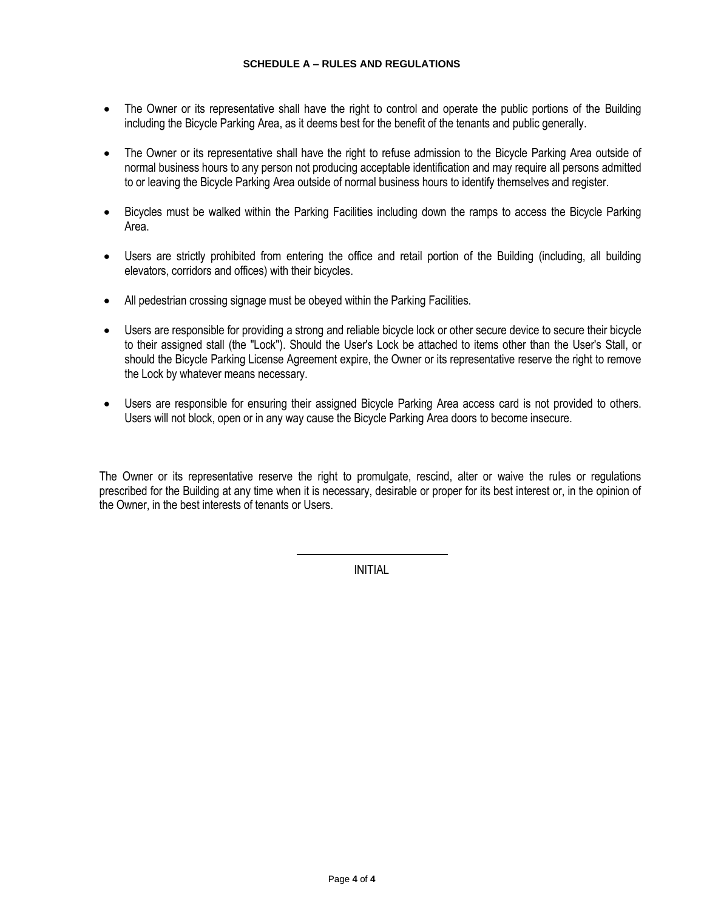**SCHEDULE A – RULES AND REGULATIONS**

- The Owner or its representative shall have the right to control and operate the public portions of the Building including the Bicycle Parking Area, as it deems best for the benefit of the tenants and public generally.
- The Owner or its representative shall have the right to refuse admission to the Bicycle Parking Area outside of normal business hours to any person not producing acceptable identification and may require all persons admitted to or leaving the Bicycle Parking Area outside of normal business hours to identify themselves and register.
- Bicycles must be walked within the Parking Facilities including down the ramps to access the Bicycle Parking Area.
- Users are strictly prohibited from entering the office and retail portion of the Building (including, all building elevators, corridors and offices) with their bicycles.
- All pedestrian crossing signage must be obeyed within the Parking Facilities.
- Users are responsible for providing a strong and reliable bicycle lock or other secure device to secure their bicycle to their assigned stall (the "Lock"). Should the User's Lock be attached to items other than the User's Stall, or should the Bicycle Parking License Agreement expire, the Owner or its representative reserve the right to remove the Lock by whatever means necessary.
- Users are responsible for ensuring their assigned Bicycle Parking Area access card is not provided to others. Users will not block, open or in any way cause the Bicycle Parking Area doors to become insecure.

The Owner or its representative reserve the right to promulgate, rescind, alter or waive the rules or regulations prescribed for the Building at any time when it is necessary, desirable or proper for its best interest or, in the opinion of the Owner, in the best interests of tenants or Users.

\_\_\_\_\_\_\_\_\_\_\_\_\_\_\_\_\_\_\_\_\_\_\_\_\_\_\_

INITIAL